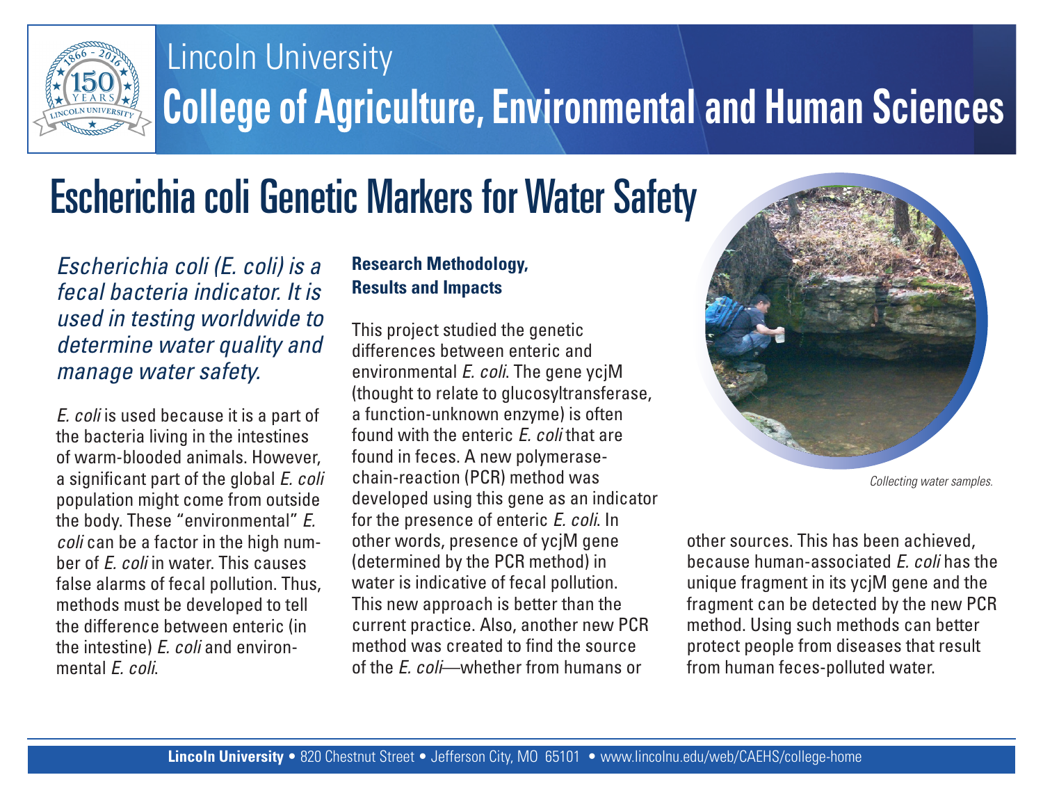Lincoln University

# College of Agriculture, Environmental and Human Sciences

## Escherichia coli Genetic Markers for Water Safety

*Escherichia coli (E. coli) is a fecal bacteria indicator. It is used in testing worldwide to determine water quality and manage water safety.*

*E. coli* is used because it is a part of the bacteria living in the intestines of warm-blooded animals. However, a significant part of the global *E. coli* population might come from outside the body. These "environmental" *E. coli* can be a factor in the high number of *E. coli* in water. This causes false alarms of fecal pollution. Thus, methods must be developed to tell the difference between enteric (in the intestine) *E. coli* and environmental *E. coli*.

**Research Methodology, Results and Impacts**

This project studied the genetic differences between enteric and environmental *E. coli*. The gene ycjM (thought to relate to glucosyltransferase, a function-unknown enzyme) is often found with the enteric *E. coli* that are found in feces. A new polymerase-chain-reaction (PCR) method was developed using this gene as an indicator for the presence of enteric *E. coli*. In other words, presence of ycjM gene (determined by the PCR method) in water is indicative of fecal pollution. This new approach is better than the current practice. Also, another new PCR method was created to find the source of the *E. coli*—whether from humans or other sources. This has been achieved, because human-associated *E. coli* has the unique fragment in its ycjM gene and the fragment can be detected by the new PCR method. Using such methods can better protect people from diseases that result from human feces-polluted water.

*Collecting water samples.*

**Lincoln University** • 820 Chestnut Street • Jefferson City, MO 65101 • www.lincolnu.edu/web/CAEHS/college-home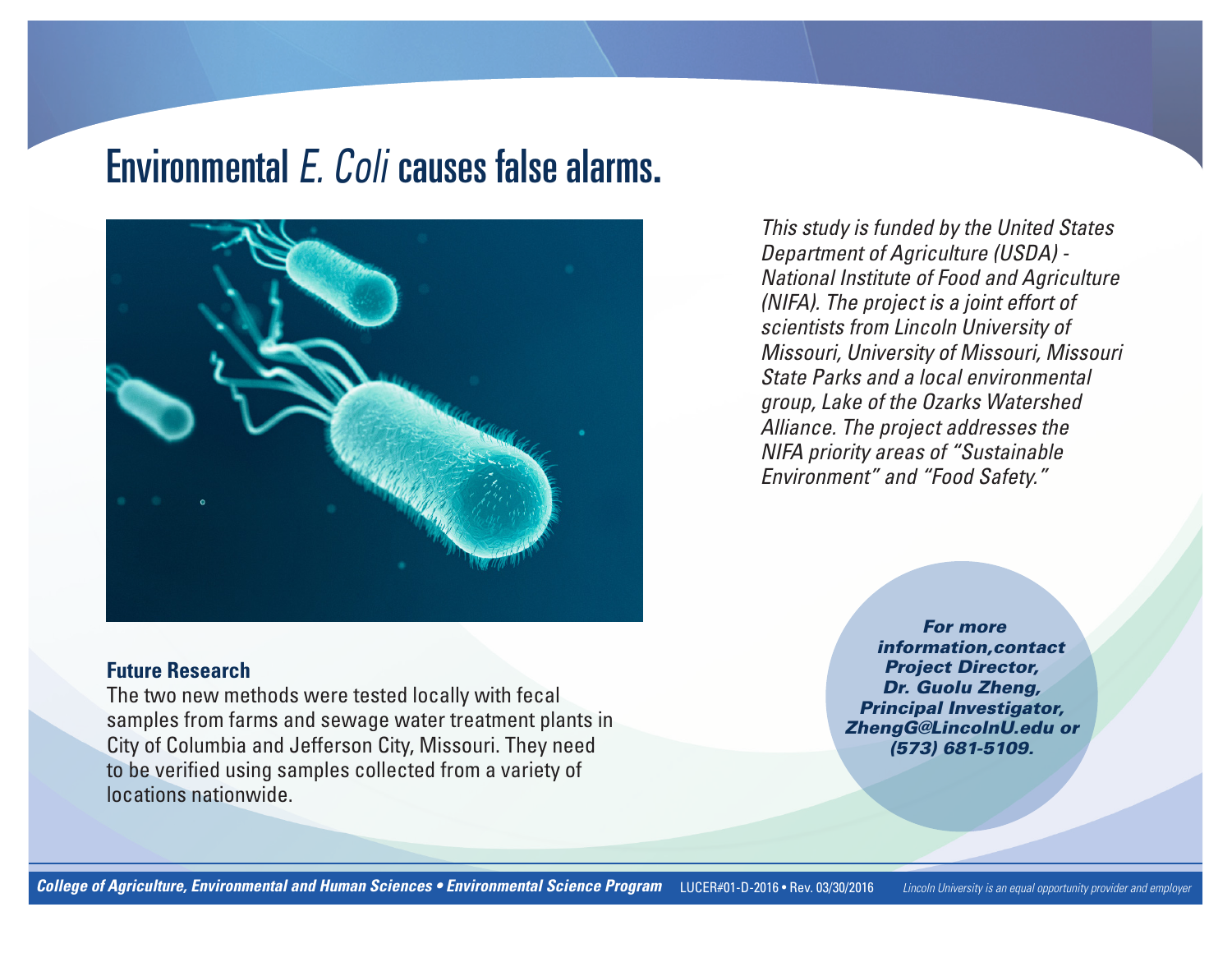# Environmental *E. Coli* causes false alarms.

*This study is funded by the United States Department of Agriculture (USDA) - National Institute of Food and Agriculture (NIFA). The project is a joint effort of scientists from Lincoln University of Missouri, University of Missouri, Missouri State Parks and a local environmental group, Lake of the Ozarks Watershed Alliance. The project addresses the NIFA priority areas of "Sustainable Environment" and "Food Safety."*

**Future Research**

The two new methods were tested locally with fecal samples from farms and sewage water treatment plants in City of Columbia and Jefferson City, Missouri. They need to be verified using samples collected from a variety of locations nationwide.

***For more information,contact Project Director, Dr. Guolu Zheng, Principal Investigator, ZhengG@LincolnU.edu or (573) 681-5109.***

***College of Agriculture, Environmental and Human Sciences • Environmental Science Program*** LUCER#01-D-2016 • Rev. 03/30/2016 *Lincoln University is an equal opportunity provider and employer*